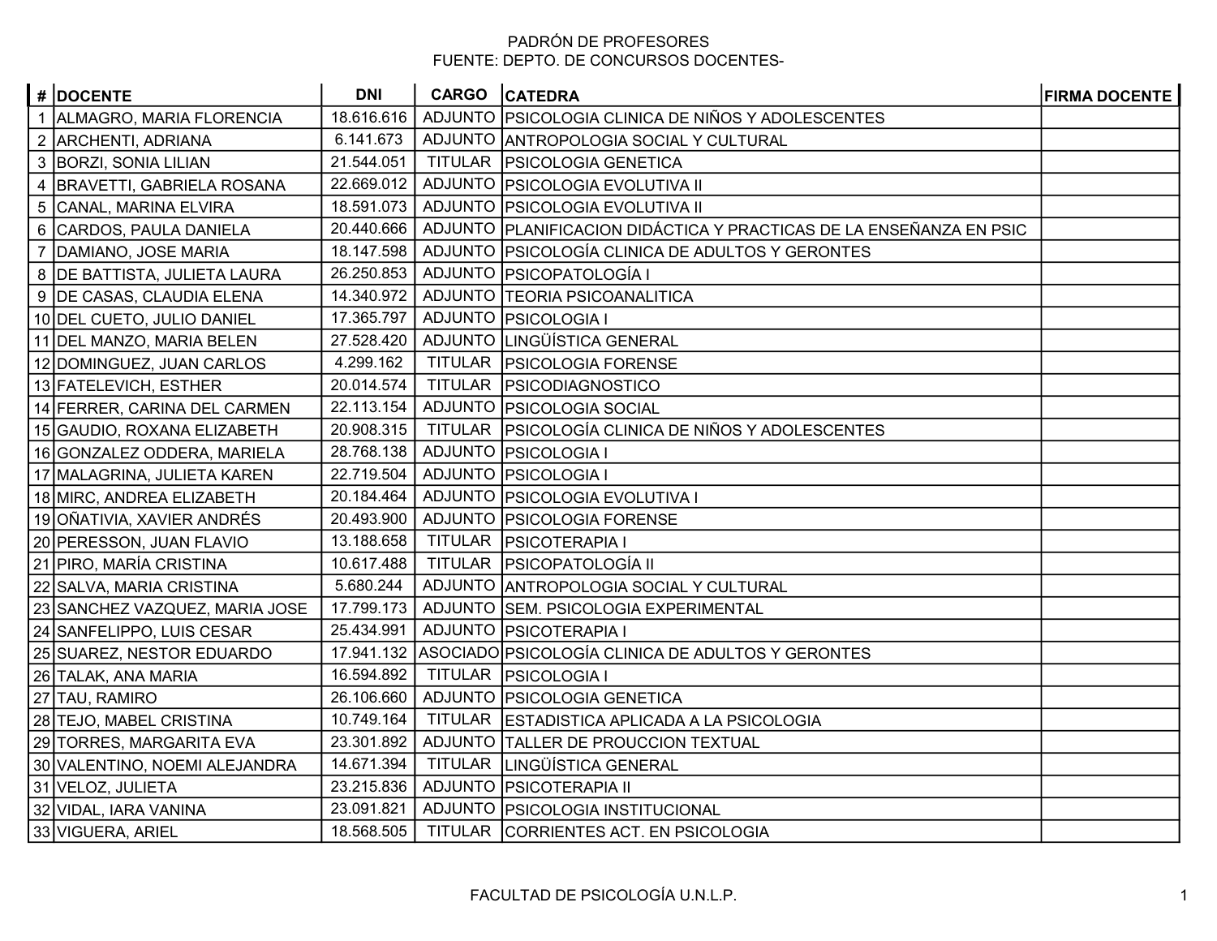PADRÓN DE PROFESORES
FUENTE: DEPTO. DE CONCURSOS DOCENTES-

| # | DOCENTE | DNI | CARGO | CATEDRA | FIRMA DOCENTE |
|---|---|---|---|---|---|
| 1 | ALMAGRO, MARIA FLORENCIA | 18.616.616 | ADJUNTO | PSICOLOGIA CLINICA DE NIÑOS Y ADOLESCENTES | |
| 2 | ARCHENTI, ADRIANA | 6.141.673 | ADJUNTO | ANTROPOLOGIA SOCIAL Y CULTURAL | |
| 3 | BORZI, SONIA LILIAN | 21.544.051 | TITULAR | PSICOLOGIA GENETICA | |
| 4 | BRAVETTI, GABRIELA ROSANA | 22.669.012 | ADJUNTO | PSICOLOGIA EVOLUTIVA II | |
| 5 | CANAL, MARINA ELVIRA | 18.591.073 | ADJUNTO | PSICOLOGIA EVOLUTIVA II | |
| 6 | CARDOS, PAULA DANIELA | 20.440.666 | ADJUNTO | PLANIFICACION DIDÁCTICA Y PRACTICAS DE LA ENSEÑANZA EN PSIC | |
| 7 | DAMIANO, JOSE MARIA | 18.147.598 | ADJUNTO | PSICOLOGÍA CLINICA DE ADULTOS Y GERONTES | |
| 8 | DE BATTISTA, JULIETA LAURA | 26.250.853 | ADJUNTO | PSICOPATOLOGÍA I | |
| 9 | DE CASAS, CLAUDIA ELENA | 14.340.972 | ADJUNTO | TEORIA PSICOANALITICA | |
| 10 | DEL CUETO, JULIO DANIEL | 17.365.797 | ADJUNTO | PSICOLOGIA I | |
| 11 | DEL MANZO, MARIA BELEN | 27.528.420 | ADJUNTO | LINGÜÍSTICA GENERAL | |
| 12 | DOMINGUEZ, JUAN CARLOS | 4.299.162 | TITULAR | PSICOLOGIA FORENSE | |
| 13 | FATELEVICH, ESTHER | 20.014.574 | TITULAR | PSICODIAGNOSTICO | |
| 14 | FERRER, CARINA DEL CARMEN | 22.113.154 | ADJUNTO | PSICOLOGIA SOCIAL | |
| 15 | GAUDIO, ROXANA ELIZABETH | 20.908.315 | TITULAR | PSICOLOGÍA CLINICA DE NIÑOS Y ADOLESCENTES | |
| 16 | GONZALEZ ODDERA, MARIELA | 28.768.138 | ADJUNTO | PSICOLOGIA I | |
| 17 | MALAGRINA, JULIETA KAREN | 22.719.504 | ADJUNTO | PSICOLOGIA I | |
| 18 | MIRC, ANDREA ELIZABETH | 20.184.464 | ADJUNTO | PSICOLOGIA EVOLUTIVA I | |
| 19 | OÑATIVIA, XAVIER ANDRÉS | 20.493.900 | ADJUNTO | PSICOLOGIA FORENSE | |
| 20 | PERESSON, JUAN FLAVIO | 13.188.658 | TITULAR | PSICOTERAPIA I | |
| 21 | PIRO, MARÍA CRISTINA | 10.617.488 | TITULAR | PSICOPATOLOGÍA II | |
| 22 | SALVA, MARIA CRISTINA | 5.680.244 | ADJUNTO | ANTROPOLOGIA SOCIAL Y CULTURAL | |
| 23 | SANCHEZ VAZQUEZ, MARIA JOSE | 17.799.173 | ADJUNTO | SEM. PSICOLOGIA EXPERIMENTAL | |
| 24 | SANFELIPPO, LUIS CESAR | 25.434.991 | ADJUNTO | PSICOTERAPIA I | |
| 25 | SUAREZ, NESTOR EDUARDO | 17.941.132 | ASOCIADO | PSICOLOGÍA CLINICA DE ADULTOS Y GERONTES | |
| 26 | TALAK, ANA MARIA | 16.594.892 | TITULAR | PSICOLOGIA I | |
| 27 | TAU, RAMIRO | 26.106.660 | ADJUNTO | PSICOLOGIA GENETICA | |
| 28 | TEJO, MABEL CRISTINA | 10.749.164 | TITULAR | ESTADISTICA APLICADA A LA PSICOLOGIA | |
| 29 | TORRES, MARGARITA EVA | 23.301.892 | ADJUNTO | TALLER DE PROUCCION TEXTUAL | |
| 30 | VALENTINO, NOEMI ALEJANDRA | 14.671.394 | TITULAR | LINGÜÍSTICA GENERAL | |
| 31 | VELOZ, JULIETA | 23.215.836 | ADJUNTO | PSICOTERAPIA II | |
| 32 | VIDAL, IARA VANINA | 23.091.821 | ADJUNTO | PSICOLOGIA INSTITUCIONAL | |
| 33 | VIGUERA, ARIEL | 18.568.505 | TITULAR | CORRIENTES ACT. EN PSICOLOGIA | |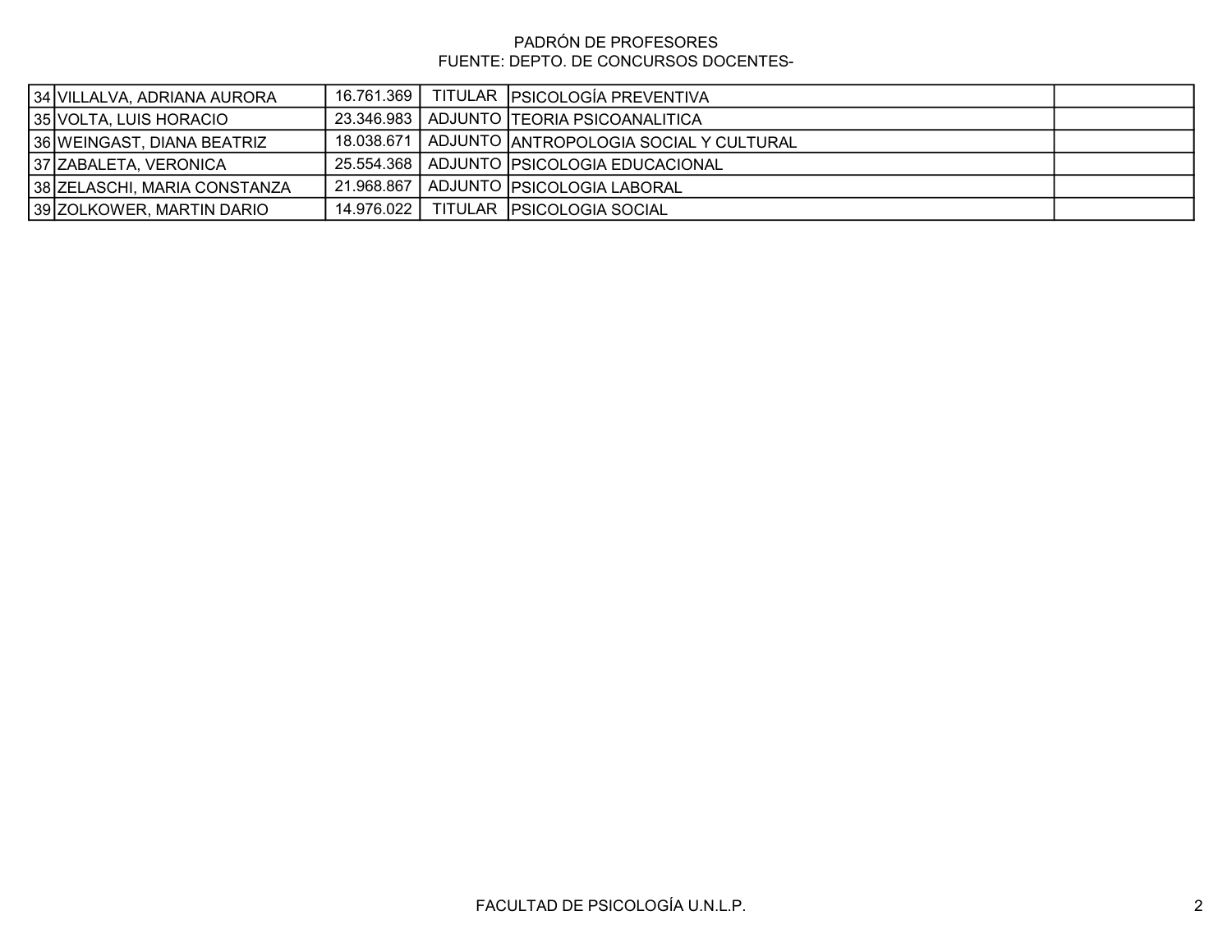| | | | | | |
|---|---|---|---|---|---|
| 34 | VILLALVA, ADRIANA AURORA | 16.761.369 | TITULAR | PSICOLOGÍA PREVENTIVA | |
| 35 | VOLTA, LUIS HORACIO | 23.346.983 | ADJUNTO | TEORIA PSICOANALITICA | |
| 36 | WEINGAST, DIANA BEATRIZ | 18.038.671 | ADJUNTO | ANTROPOLOGIA SOCIAL Y CULTURAL | |
| 37 | ZABALETA, VERONICA | 25.554.368 | ADJUNTO | PSICOLOGIA EDUCACIONAL | |
| 38 | ZELASCHI, MARIA CONSTANZA | 21.968.867 | ADJUNTO | PSICOLOGIA LABORAL | |
| 39 | ZOLKOWER, MARTIN DARIO | 14.976.022 | TITULAR | PSICOLOGIA SOCIAL | |